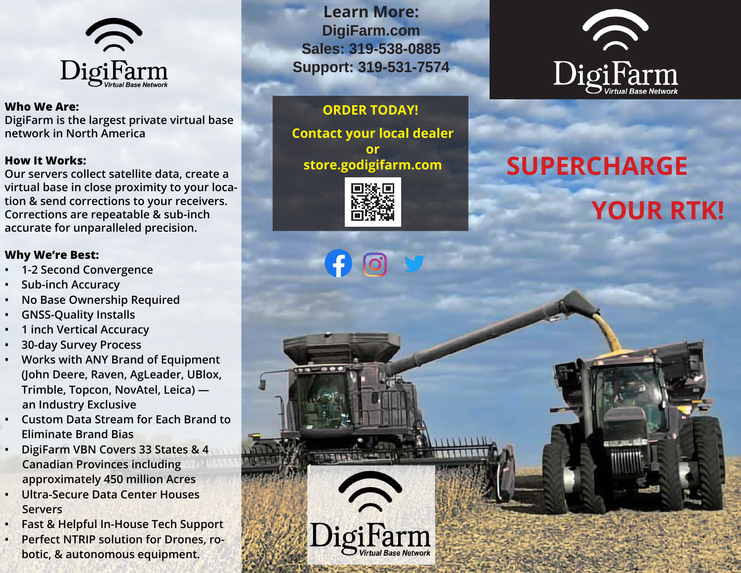# DigiFarm
*Virtual Base Network*

**Who We Are:**
DigiFarm is the largest private virtual base network in North America

**How It Works:**
Our servers collect satellite data, create a virtual base in close proximity to your location & send corrections to your receivers. Corrections are repeatable & sub-inch accurate for unparalleled precision.

**Why We're Best:**

- 1-2 Second Convergence
- Sub-inch Accuracy
- No Base Ownership Required
- GNSS-Quality Installs
- 1 inch Vertical Accuracy
- 30-day Survey Process
- Works with ANY Brand of Equipment (John Deere, Raven, AgLeader, UBlox, Trimble, Topcon, NovAtel, Leica) — an Industry Exclusive
- Custom Data Stream for Each Brand to Eliminate Brand Bias
- DigiFarm VBN Covers 33 States & 4 Canadian Provinces including approximately 450 million Acres
- Ultra-Secure Data Center Houses Servers
- Fast & Helpful In-House Tech Support
- Perfect NTRIP solution for Drones, robotic, & autonomous equipment.

**Learn More:**
**DigiFarm.com**
**Sales: 319-538-0885**
**Support: 319-531-7574**

**ORDER TODAY!**

**Contact your local dealer**
**or**
**store.godigifarm.com**

DigiFarm
*Virtual Base Network*

# DigiFarm
*Virtual Base Network*

## SUPERCHARGE YOUR RTK!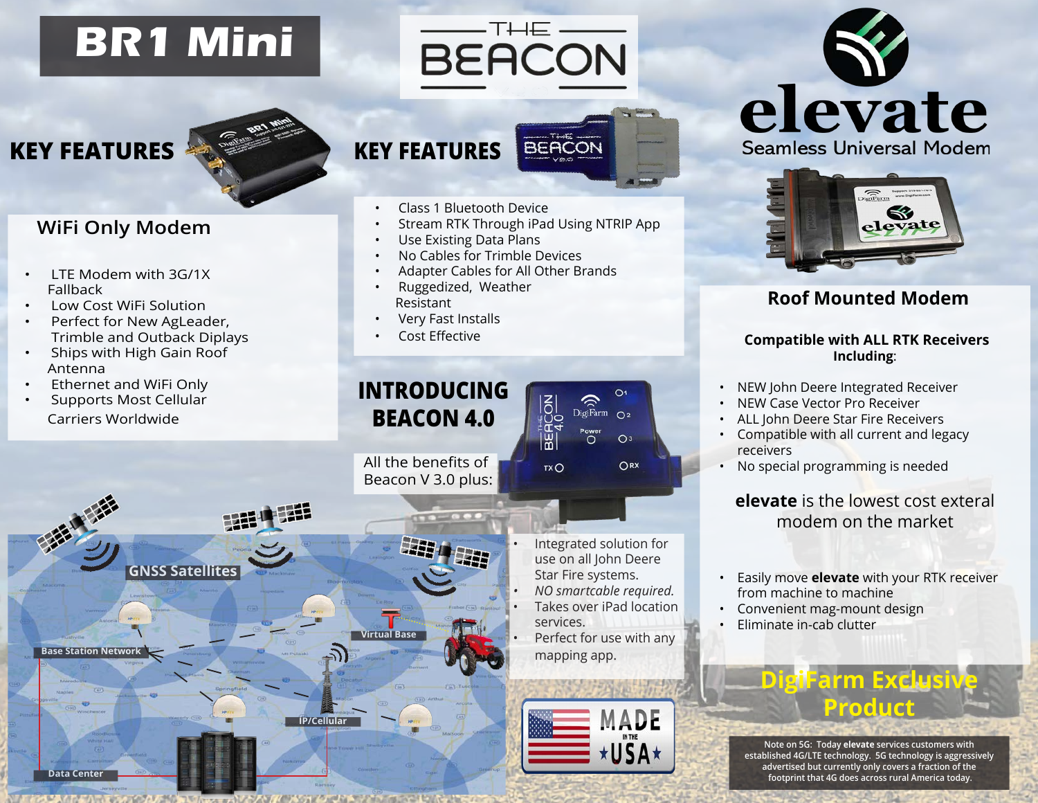# BR1 Mini

## KEY FEATURES

### WiFi Only Modem

- LTE Modem with 3G/1X Fallback
- Low Cost WiFi Solution
- Perfect for New AgLeader, Trimble and Outback Diplays
- Ships with High Gain Roof Antenna
- Ethernet and WiFi Only
- Supports Most Cellular Carriers Worldwide

# THE BEACON

## KEY FEATURES

- Class 1 Bluetooth Device
- Stream RTK Through iPad Using NTRIP App
- Use Existing Data Plans
- No Cables for Trimble Devices
- Adapter Cables for All Other Brands
- Ruggedized, Weather Resistant
- Very Fast Installs
- Cost Effective

## INTRODUCING BEACON 4.0

All the benefits of Beacon V 3.0 plus:

- Integrated solution for use on all John Deere Star Fire systems.
- *NO smartcable required.*
- Takes over iPad location services.
- Perfect for use with any mapping app.

GNSS Satellites

Base Station Network

Virtual Base

IP/Cellular

Data Center

MADE IN THE USA

# elevate

Seamless Universal Modem

### Roof Mounted Modem

**Compatible with ALL RTK Receivers Including:**

- NEW John Deere Integrated Receiver
- NEW Case Vector Pro Receiver
- ALL John Deere Star Fire Receivers
- Compatible with all current and legacy receivers
- No special programming is needed

**elevate** is the lowest cost exteral modem on the market

- Easily move **elevate** with your RTK receiver from machine to machine
- Convenient mag-mount design
- Eliminate in-cab clutter

**DigiFarm Exclusive Product**

Note on 5G: Today **elevate** services customers with established 4G/LTE technology. 5G technology is aggressively advertised but currently only covers a fraction of the footprint that 4G does across rural America today.